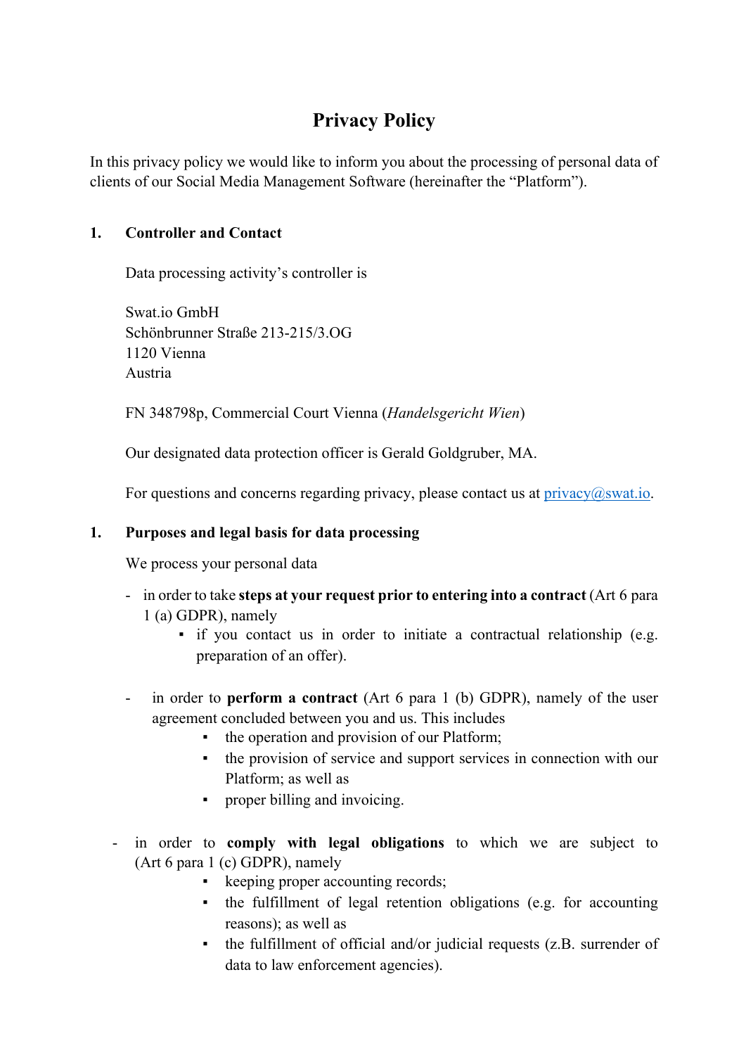# Privacy Policy

In this privacy policy we would like to inform you about the processing of personal data of clients of our Social Media Management Software (hereinafter the "Platform").

## 1. Controller and Contact

Data processing activity's controller is

Swat.io GmbH
Schönbrunner Straße 213-215/3.OG
1120 Vienna
Austria

FN 348798p, Commercial Court Vienna (*Handelsgericht Wien*)

Our designated data protection officer is Gerald Goldgruber, MA.

For questions and concerns regarding privacy, please contact us at privacy@swat.io.

## 1. Purposes and legal basis for data processing

We process your personal data

- in order to take **steps at your request prior to entering into a contract** (Art 6 para 1 (a) GDPR), namely
  - if you contact us in order to initiate a contractual relationship (e.g. preparation of an offer).

- in order to **perform a contract** (Art 6 para 1 (b) GDPR), namely of the user agreement concluded between you and us. This includes
  - the operation and provision of our Platform;
  - the provision of service and support services in connection with our Platform; as well as
  - proper billing and invoicing.

- in order to **comply with legal obligations** to which we are subject to (Art 6 para 1 (c) GDPR), namely
  - keeping proper accounting records;
  - the fulfillment of legal retention obligations (e.g. for accounting reasons); as well as
  - the fulfillment of official and/or judicial requests (z.B. surrender of data to law enforcement agencies).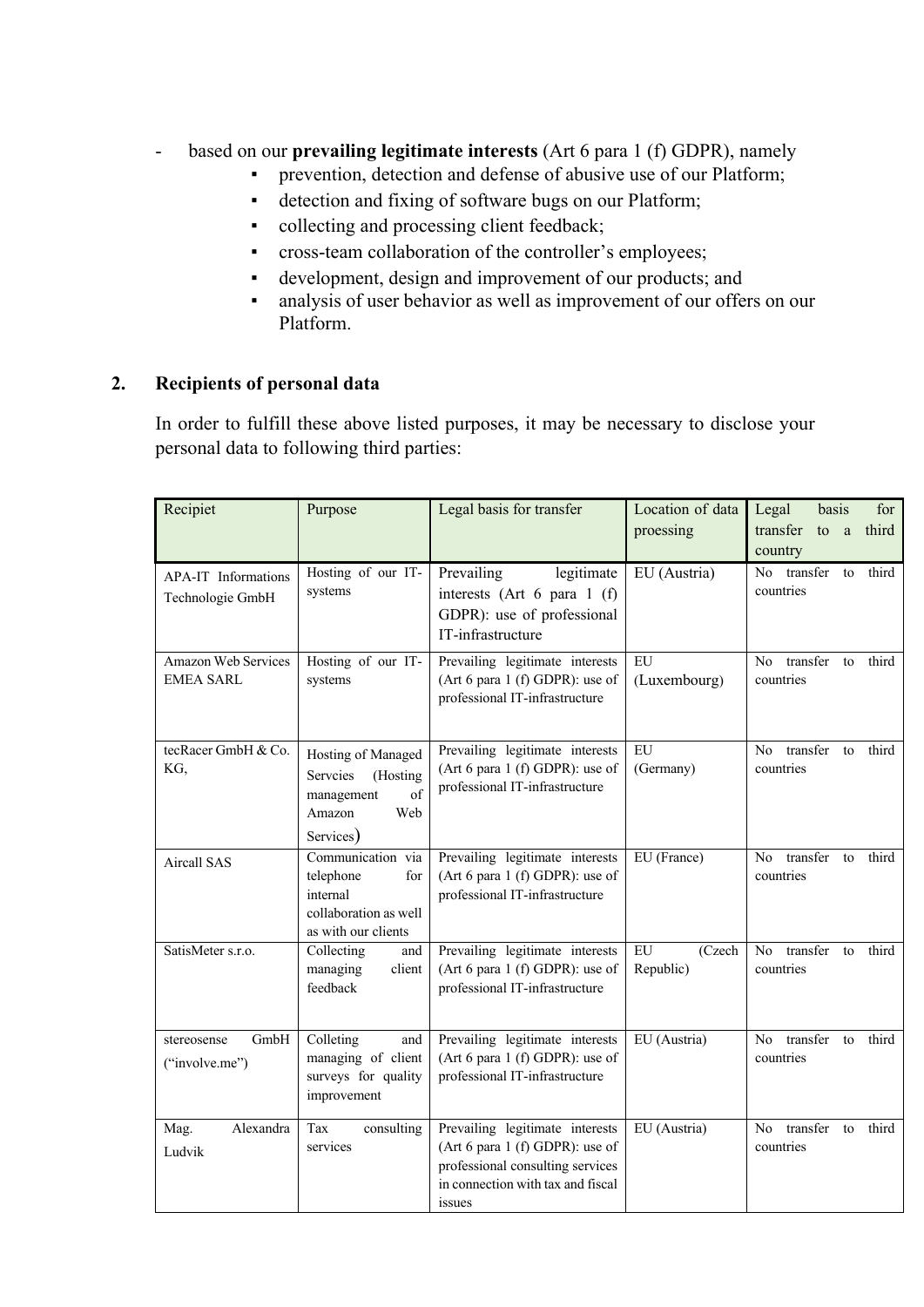- based on our **prevailing legitimate interests** (Art 6 para 1 (f) GDPR), namely
  - prevention, detection and defense of abusive use of our Platform;
  - detection and fixing of software bugs on our Platform;
  - collecting and processing client feedback;
  - cross-team collaboration of the controller's employees;
  - development, design and improvement of our products; and
  - analysis of user behavior as well as improvement of our offers on our Platform.

## 2. Recipients of personal data

In order to fulfill these above listed purposes, it may be necessary to disclose your personal data to following third parties:

| Recipiet | Purpose | Legal basis for transfer | Location of data prossing | Legal basis for transfer to a third country |
|---|---|---|---|---|
| APA-IT Informations Technologie GmbH | Hosting of our IT-systems | Prevailing legitimate interests (Art 6 para 1 (f) GDPR): use of professional IT-infrastructure | EU (Austria) | No transfer to third countries |
| Amazon Web Services EMEA SARL | Hosting of our IT-systems | Prevailing legitimate interests (Art 6 para 1 (f) GDPR): use of professional IT-infrastructure | EU (Luxembourg) | No transfer to third countries |
| tecRacer GmbH & Co. KG, | Hosting of Managed Servcies (Hosting management of Amazon Web Services) | Prevailing legitimate interests (Art 6 para 1 (f) GDPR): use of professional IT-infrastructure | EU (Germany) | No transfer to third countries |
| Aircall SAS | Communication via telephone for internal collaboration as well as with our clients | Prevailing legitimate interests (Art 6 para 1 (f) GDPR): use of professional IT-infrastructure | EU (France) | No transfer to third countries |
| SatisMeter s.r.o. | Collecting and managing client feedback | Prevailing legitimate interests (Art 6 para 1 (f) GDPR): use of professional IT-infrastructure | EU (Czech Republic) | No transfer to third countries |
| stereosense GmbH ("involve.me") | Colleting and managing of client surveys for quality improvement | Prevailing legitimate interests (Art 6 para 1 (f) GDPR): use of professional IT-infrastructure | EU (Austria) | No transfer to third countries |
| Mag. Alexandra Ludvik | Tax consulting services | Prevailing legitimate interests (Art 6 para 1 (f) GDPR): use of professional consulting services in connection with tax and fiscal issues | EU (Austria) | No transfer to third countries |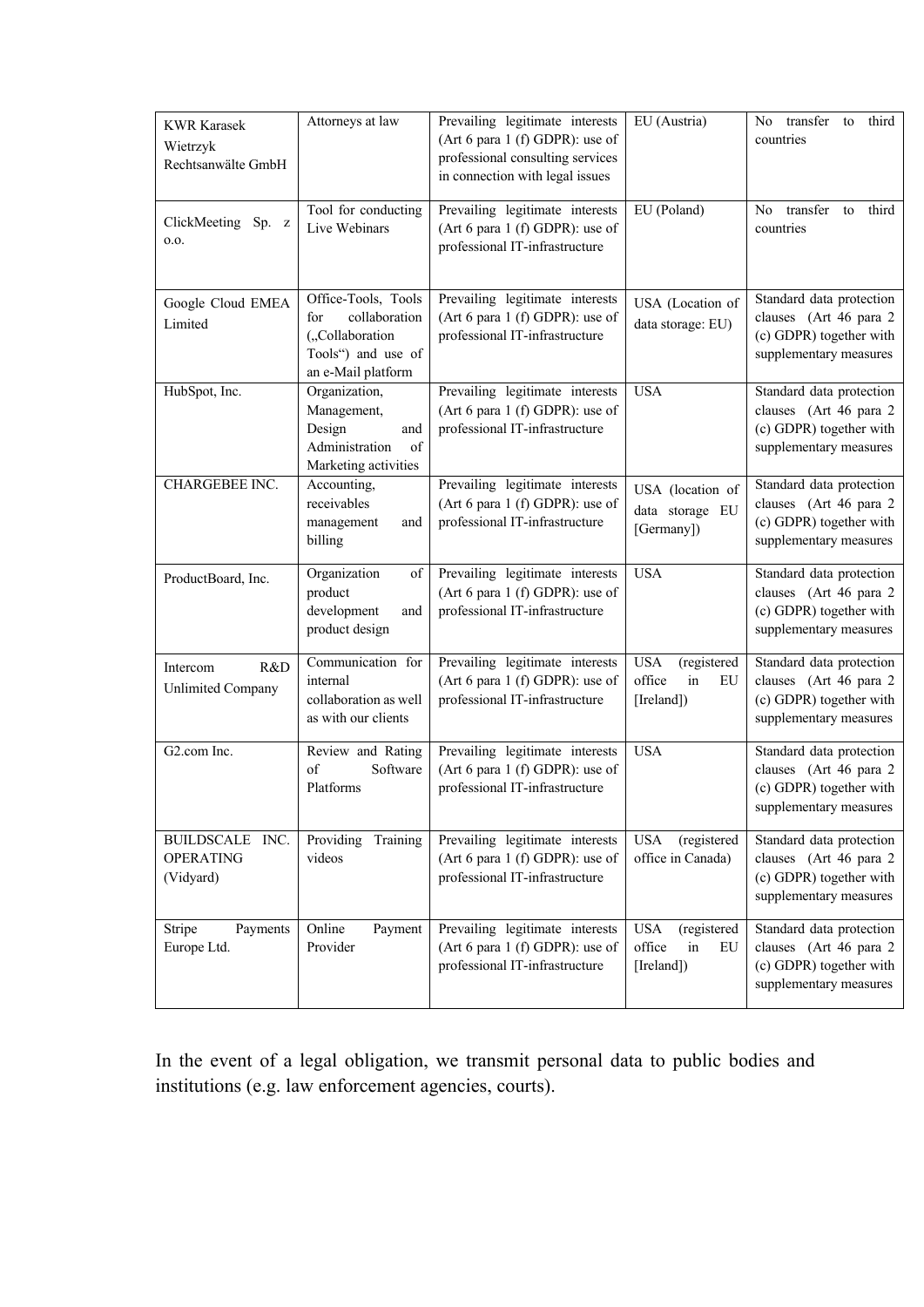| KWR Karasek Wietrzyk Rechtsanwälte GmbH | Attorneys at law | Prevailing legitimate interests (Art 6 para 1 (f) GDPR): use of professional consulting services in connection with legal issues | EU (Austria) | No transfer to third countries |
|---|---|---|---|---|
| ClickMeeting Sp. z o.o. | Tool for conducting Live Webinars | Prevailing legitimate interests (Art 6 para 1 (f) GDPR): use of professional IT-infrastructure | EU (Poland) | No transfer to third countries |
| Google Cloud EMEA Limited | Office-Tools, Tools for collaboration („Collaboration Tools") and use of an e-Mail platform | Prevailing legitimate interests (Art 6 para 1 (f) GDPR): use of professional IT-infrastructure | USA (Location of data storage: EU) | Standard data protection clauses (Art 46 para 2 (c) GDPR) together with supplementary measures |
| HubSpot, Inc. | Organization, Management, Design and Administration of Marketing activities | Prevailing legitimate interests (Art 6 para 1 (f) GDPR): use of professional IT-infrastructure | USA | Standard data protection clauses (Art 46 para 2 (c) GDPR) together with supplementary measures |
| CHARGEBEE INC. | Accounting, receivables management and billing | Prevailing legitimate interests (Art 6 para 1 (f) GDPR): use of professional IT-infrastructure | USA (location of data storage EU [Germany]) | Standard data protection clauses (Art 46 para 2 (c) GDPR) together with supplementary measures |
| ProductBoard, Inc. | Organization of product development and product design | Prevailing legitimate interests (Art 6 para 1 (f) GDPR): use of professional IT-infrastructure | USA | Standard data protection clauses (Art 46 para 2 (c) GDPR) together with supplementary measures |
| Intercom R&D Unlimited Company | Communication for internal collaboration as well as with our clients | Prevailing legitimate interests (Art 6 para 1 (f) GDPR): use of professional IT-infrastructure | USA (registered office in EU [Ireland]) | Standard data protection clauses (Art 46 para 2 (c) GDPR) together with supplementary measures |
| G2.com Inc. | Review and Rating of Software Platforms | Prevailing legitimate interests (Art 6 para 1 (f) GDPR): use of professional IT-infrastructure | USA | Standard data protection clauses (Art 46 para 2 (c) GDPR) together with supplementary measures |
| BUILDSCALE INC. OPERATING (Vidyard) | Providing Training videos | Prevailing legitimate interests (Art 6 para 1 (f) GDPR): use of professional IT-infrastructure | USA (registered office in Canada) | Standard data protection clauses (Art 46 para 2 (c) GDPR) together with supplementary measures |
| Stripe Payments Europe Ltd. | Online Payment Provider | Prevailing legitimate interests (Art 6 para 1 (f) GDPR): use of professional IT-infrastructure | USA (registered office in EU [Ireland]) | Standard data protection clauses (Art 46 para 2 (c) GDPR) together with supplementary measures |

In the event of a legal obligation, we transmit personal data to public bodies and institutions (e.g. law enforcement agencies, courts).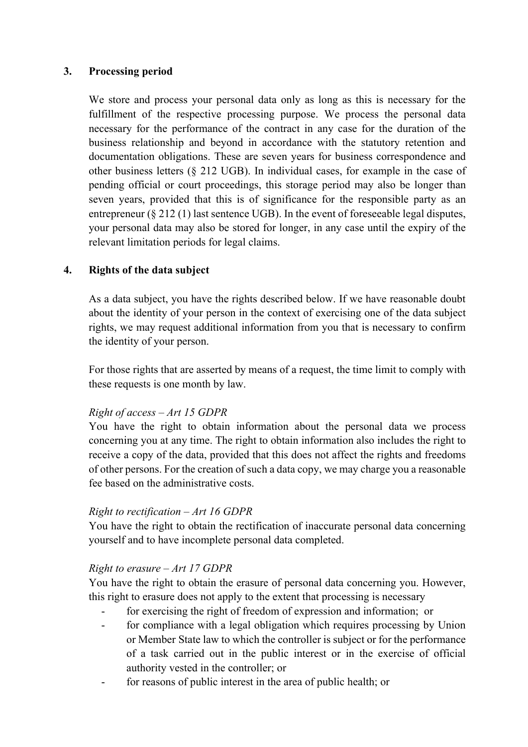## 3. Processing period

We store and process your personal data only as long as this is necessary for the fulfillment of the respective processing purpose. We process the personal data necessary for the performance of the contract in any case for the duration of the business relationship and beyond in accordance with the statutory retention and documentation obligations. These are seven years for business correspondence and other business letters (§ 212 UGB). In individual cases, for example in the case of pending official or court proceedings, this storage period may also be longer than seven years, provided that this is of significance for the responsible party as an entrepreneur (§ 212 (1) last sentence UGB). In the event of foreseeable legal disputes, your personal data may also be stored for longer, in any case until the expiry of the relevant limitation periods for legal claims.

## 4. Rights of the data subject

As a data subject, you have the rights described below. If we have reasonable doubt about the identity of your person in the context of exercising one of the data subject rights, we may request additional information from you that is necessary to confirm the identity of your person.

For those rights that are asserted by means of a request, the time limit to comply with these requests is one month by law.

*Right of access – Art 15 GDPR*
You have the right to obtain information about the personal data we process concerning you at any time. The right to obtain information also includes the right to receive a copy of the data, provided that this does not affect the rights and freedoms of other persons. For the creation of such a data copy, we may charge you a reasonable fee based on the administrative costs.

*Right to rectification – Art 16 GDPR*
You have the right to obtain the rectification of inaccurate personal data concerning yourself and to have incomplete personal data completed.

*Right to erasure – Art 17 GDPR*
You have the right to obtain the erasure of personal data concerning you. However, this right to erasure does not apply to the extent that processing is necessary

- for exercising the right of freedom of expression and information; or
- for compliance with a legal obligation which requires processing by Union or Member State law to which the controller is subject or for the performance of a task carried out in the public interest or in the exercise of official authority vested in the controller; or
- for reasons of public interest in the area of public health; or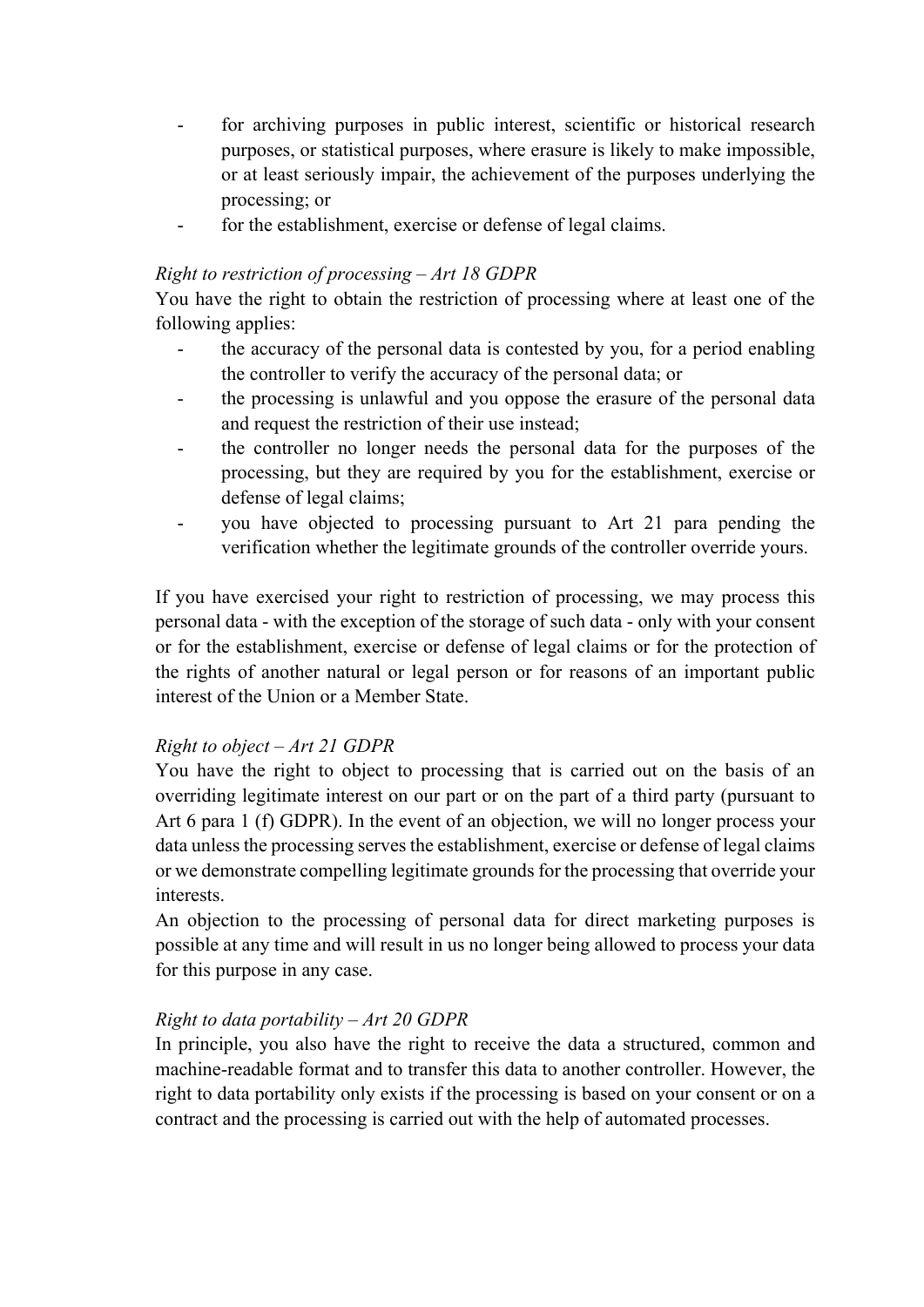- for archiving purposes in public interest, scientific or historical research purposes, or statistical purposes, where erasure is likely to make impossible, or at least seriously impair, the achievement of the purposes underlying the processing; or
- for the establishment, exercise or defense of legal claims.

*Right to restriction of processing – Art 18 GDPR*

You have the right to obtain the restriction of processing where at least one of the following applies:

- the accuracy of the personal data is contested by you, for a period enabling the controller to verify the accuracy of the personal data; or
- the processing is unlawful and you oppose the erasure of the personal data and request the restriction of their use instead;
- the controller no longer needs the personal data for the purposes of the processing, but they are required by you for the establishment, exercise or defense of legal claims;
- you have objected to processing pursuant to Art 21 para pending the verification whether the legitimate grounds of the controller override yours.

If you have exercised your right to restriction of processing, we may process this personal data - with the exception of the storage of such data - only with your consent or for the establishment, exercise or defense of legal claims or for the protection of the rights of another natural or legal person or for reasons of an important public interest of the Union or a Member State.

*Right to object – Art 21 GDPR*

You have the right to object to processing that is carried out on the basis of an overriding legitimate interest on our part or on the part of a third party (pursuant to Art 6 para 1 (f) GDPR). In the event of an objection, we will no longer process your data unless the processing serves the establishment, exercise or defense of legal claims or we demonstrate compelling legitimate grounds for the processing that override your interests.

An objection to the processing of personal data for direct marketing purposes is possible at any time and will result in us no longer being allowed to process your data for this purpose in any case.

*Right to data portability – Art 20 GDPR*

In principle, you also have the right to receive the data a structured, common and machine-readable format and to transfer this data to another controller. However, the right to data portability only exists if the processing is based on your consent or on a contract and the processing is carried out with the help of automated processes.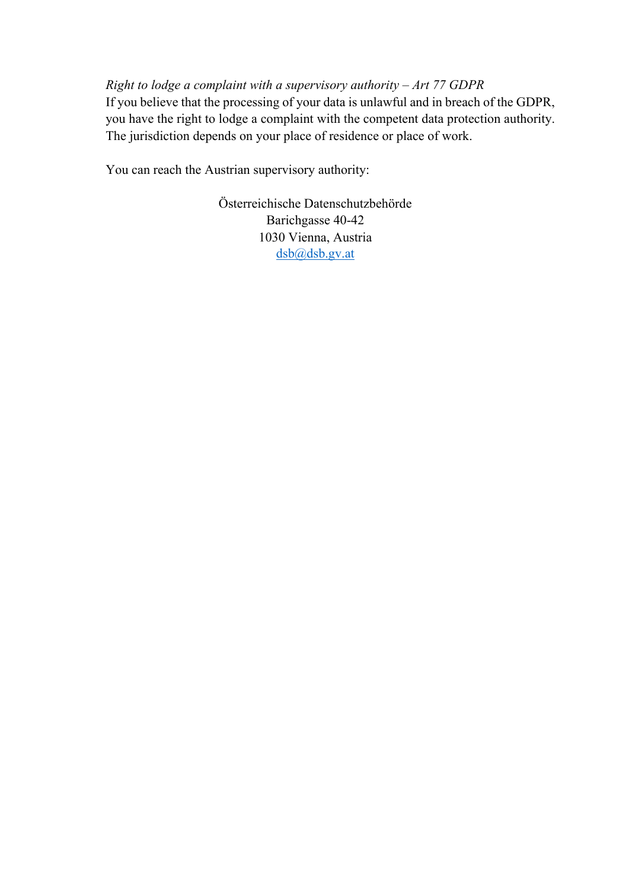*Right to lodge a complaint with a supervisory authority – Art 77 GDPR*
If you believe that the processing of your data is unlawful and in breach of the GDPR, you have the right to lodge a complaint with the competent data protection authority. The jurisdiction depends on your place of residence or place of work.

You can reach the Austrian supervisory authority:

Österreichische Datenschutzbehörde
Barichgasse 40-42
1030 Vienna, Austria
dsb@dsb.gv.at